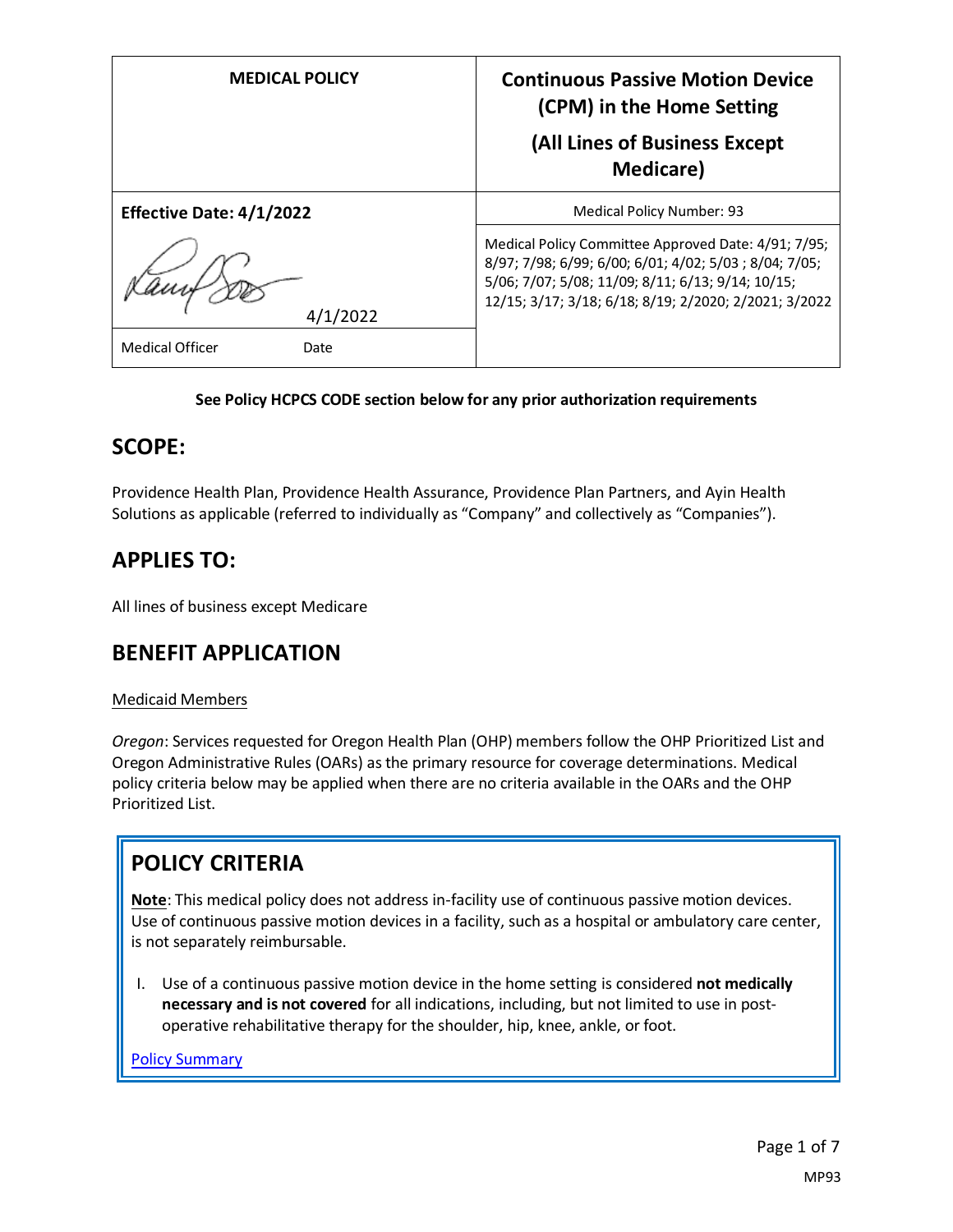| MEDICAL POLICY | Continuous Passive Motion Device (CPM) in the Home Setting (All Lines of Business Except Medicare) |
|---|---|
| **Effective Date: 4/1/2022** | Medical Policy Number: 93 |
| 4/1/2022 | Medical Policy Committee Approved Date: 4/91; 7/95; 8/97; 7/98; 6/99; 6/00; 6/01; 4/02; 5/03 ; 8/04; 7/05; 5/06; 7/07; 5/08; 11/09; 8/11; 6/13; 9/14; 10/15; 12/15; 3/17; 3/18; 6/18; 8/19; 2/2020; 2/2021; 3/2022 |
| Medical Officer Date | |

**See Policy HCPCS CODE section below for any prior authorization requirements**

## SCOPE:

Providence Health Plan, Providence Health Assurance, Providence Plan Partners, and Ayin Health Solutions as applicable (referred to individually as "Company" and collectively as "Companies").

## APPLIES TO:

All lines of business except Medicare

## BENEFIT APPLICATION

Medicaid Members

*Oregon*: Services requested for Oregon Health Plan (OHP) members follow the OHP Prioritized List and Oregon Administrative Rules (OARs) as the primary resource for coverage determinations. Medical policy criteria below may be applied when there are no criteria available in the OARs and the OHP Prioritized List.

## POLICY CRITERIA

**Note**: This medical policy does not address in-facility use of continuous passive motion devices. Use of continuous passive motion devices in a facility, such as a hospital or ambulatory care center, is not separately reimbursable.

I. Use of a continuous passive motion device in the home setting is considered **not medically necessary and is not covered** for all indications, including, but not limited to use in post-operative rehabilitative therapy for the shoulder, hip, knee, ankle, or foot.

Policy Summary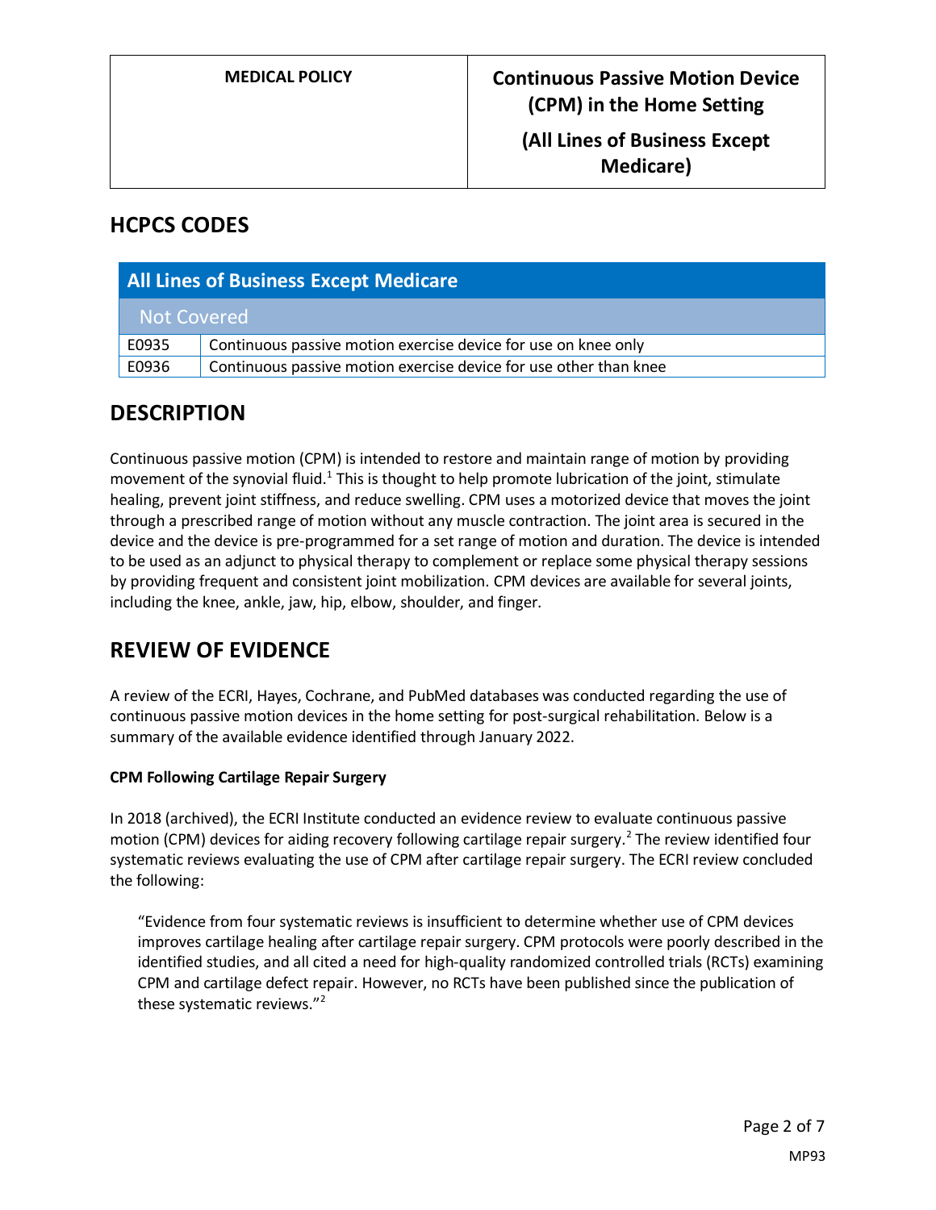## HCPCS CODES

| All Lines of Business Except Medicare | |
|---|---|
| Not Covered | |
| E0935 | Continuous passive motion exercise device for use on knee only |
| E0936 | Continuous passive motion exercise device for use other than knee |

## DESCRIPTION

Continuous passive motion (CPM) is intended to restore and maintain range of motion by providing movement of the synovial fluid.[1] This is thought to help promote lubrication of the joint, stimulate healing, prevent joint stiffness, and reduce swelling. CPM uses a motorized device that moves the joint through a prescribed range of motion without any muscle contraction. The joint area is secured in the device and the device is pre-programmed for a set range of motion and duration. The device is intended to be used as an adjunct to physical therapy to complement or replace some physical therapy sessions by providing frequent and consistent joint mobilization. CPM devices are available for several joints, including the knee, ankle, jaw, hip, elbow, shoulder, and finger.

## REVIEW OF EVIDENCE

A review of the ECRI, Hayes, Cochrane, and PubMed databases was conducted regarding the use of continuous passive motion devices in the home setting for post-surgical rehabilitation. Below is a summary of the available evidence identified through January 2022.

### CPM Following Cartilage Repair Surgery

In 2018 (archived), the ECRI Institute conducted an evidence review to evaluate continuous passive motion (CPM) devices for aiding recovery following cartilage repair surgery.[2] The review identified four systematic reviews evaluating the use of CPM after cartilage repair surgery. The ECRI review concluded the following:

> "Evidence from four systematic reviews is insufficient to determine whether use of CPM devices improves cartilage healing after cartilage repair surgery. CPM protocols were poorly described in the identified studies, and all cited a need for high-quality randomized controlled trials (RCTs) examining CPM and cartilage defect repair. However, no RCTs have been published since the publication of these systematic reviews."[2]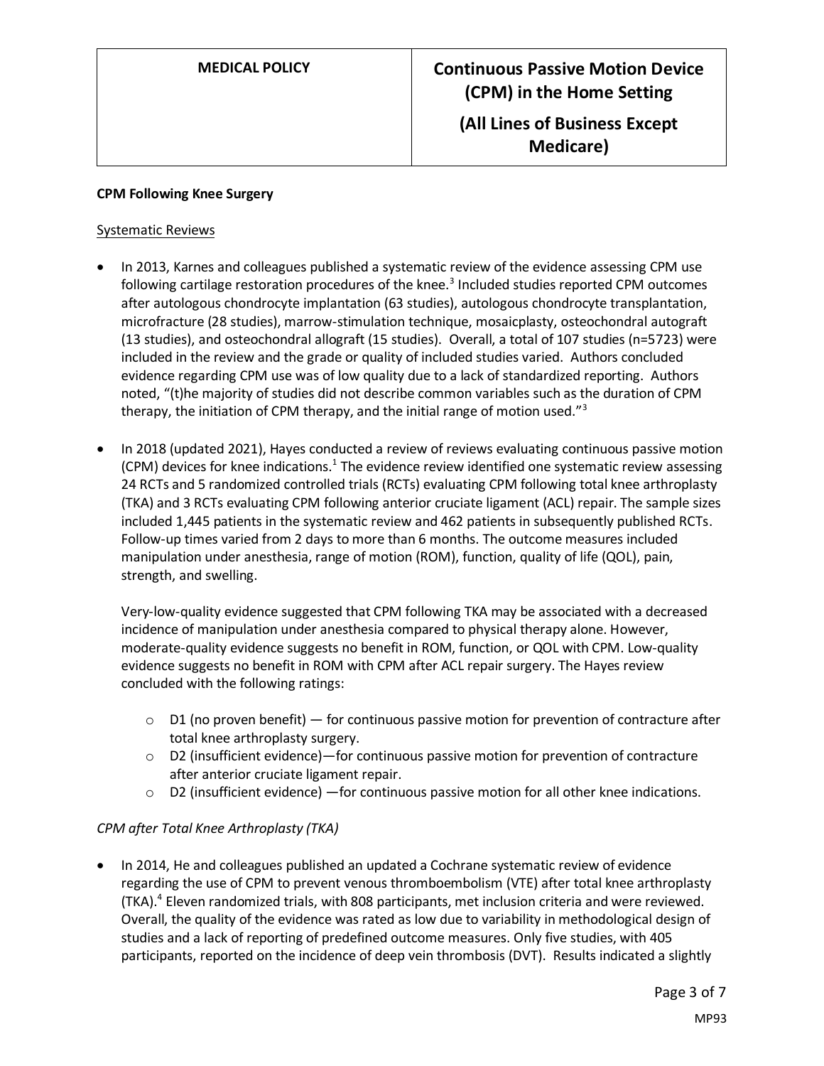**CPM Following Knee Surgery**

Systematic Reviews

- In 2013, Karnes and colleagues published a systematic review of the evidence assessing CPM use following cartilage restoration procedures of the knee.[3] Included studies reported CPM outcomes after autologous chondrocyte implantation (63 studies), autologous chondrocyte transplantation, microfracture (28 studies), marrow-stimulation technique, mosaicplasty, osteochondral autograft (13 studies), and osteochondral allograft (15 studies). Overall, a total of 107 studies (n=5723) were included in the review and the grade or quality of included studies varied. Authors concluded evidence regarding CPM use was of low quality due to a lack of standardized reporting. Authors noted, "(t)he majority of studies did not describe common variables such as the duration of CPM therapy, the initiation of CPM therapy, and the initial range of motion used."[3]

- In 2018 (updated 2021), Hayes conducted a review of reviews evaluating continuous passive motion (CPM) devices for knee indications.[1] The evidence review identified one systematic review assessing 24 RCTs and 5 randomized controlled trials (RCTs) evaluating CPM following total knee arthroplasty (TKA) and 3 RCTs evaluating CPM following anterior cruciate ligament (ACL) repair. The sample sizes included 1,445 patients in the systematic review and 462 patients in subsequently published RCTs. Follow-up times varied from 2 days to more than 6 months. The outcome measures included manipulation under anesthesia, range of motion (ROM), function, quality of life (QOL), pain, strength, and swelling.

  Very-low-quality evidence suggested that CPM following TKA may be associated with a decreased incidence of manipulation under anesthesia compared to physical therapy alone. However, moderate-quality evidence suggests no benefit in ROM, function, or QOL with CPM. Low-quality evidence suggests no benefit in ROM with CPM after ACL repair surgery. The Hayes review concluded with the following ratings:

  - D1 (no proven benefit) — for continuous passive motion for prevention of contracture after total knee arthroplasty surgery.
  - D2 (insufficient evidence)—for continuous passive motion for prevention of contracture after anterior cruciate ligament repair.
  - D2 (insufficient evidence) —for continuous passive motion for all other knee indications.

*CPM after Total Knee Arthroplasty (TKA)*

- In 2014, He and colleagues published an updated a Cochrane systematic review of evidence regarding the use of CPM to prevent venous thromboembolism (VTE) after total knee arthroplasty (TKA).[4] Eleven randomized trials, with 808 participants, met inclusion criteria and were reviewed. Overall, the quality of the evidence was rated as low due to variability in methodological design of studies and a lack of reporting of predefined outcome measures. Only five studies, with 405 participants, reported on the incidence of deep vein thrombosis (DVT). Results indicated a slightly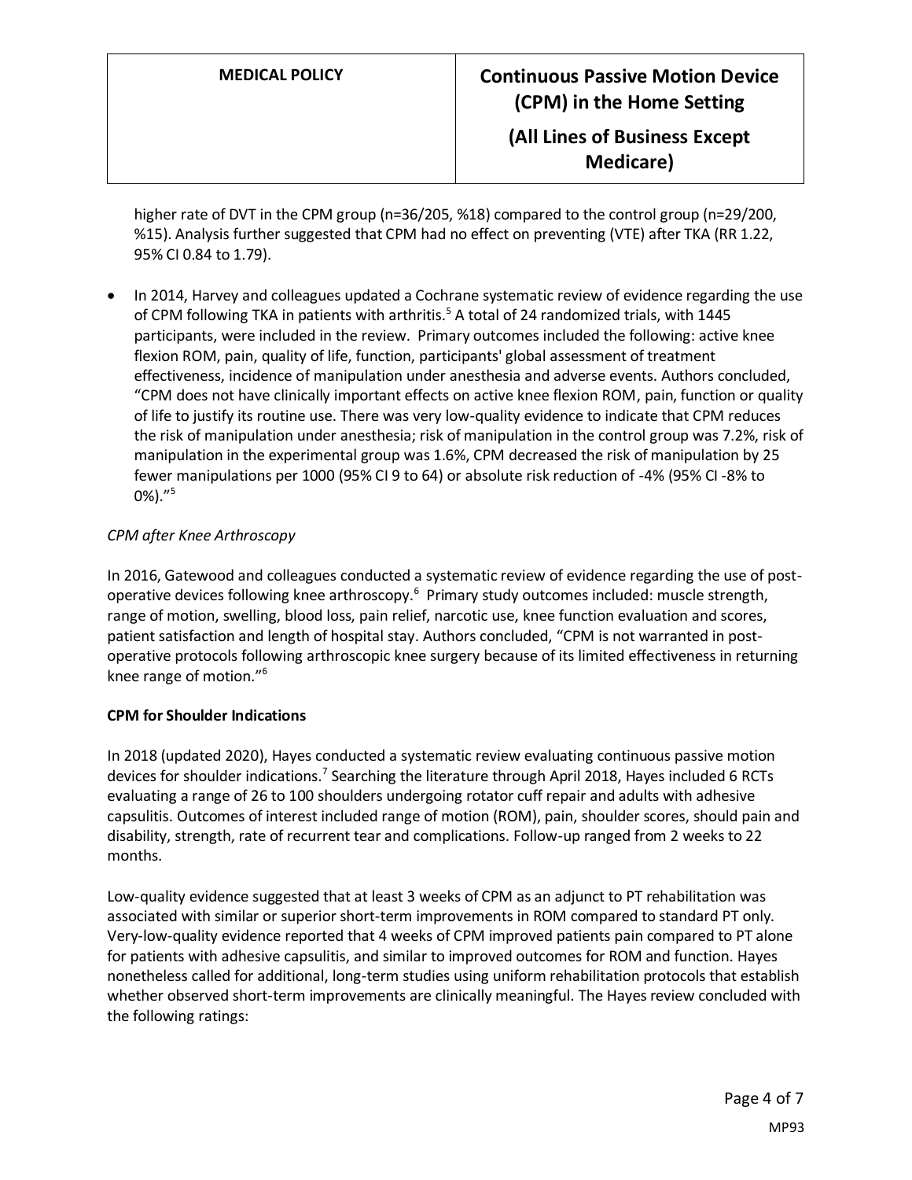higher rate of DVT in the CPM group (n=36/205, %18) compared to the control group (n=29/200, %15). Analysis further suggested that CPM had no effect on preventing (VTE) after TKA (RR 1.22, 95% CI 0.84 to 1.79).

- In 2014, Harvey and colleagues updated a Cochrane systematic review of evidence regarding the use of CPM following TKA in patients with arthritis.[5] A total of 24 randomized trials, with 1445 participants, were included in the review. Primary outcomes included the following: active knee flexion ROM, pain, quality of life, function, participants' global assessment of treatment effectiveness, incidence of manipulation under anesthesia and adverse events. Authors concluded, "CPM does not have clinically important effects on active knee flexion ROM, pain, function or quality of life to justify its routine use. There was very low-quality evidence to indicate that CPM reduces the risk of manipulation under anesthesia; risk of manipulation in the control group was 7.2%, risk of manipulation in the experimental group was 1.6%, CPM decreased the risk of manipulation by 25 fewer manipulations per 1000 (95% CI 9 to 64) or absolute risk reduction of -4% (95% CI -8% to 0%)."[5]

*CPM after Knee Arthroscopy*

In 2016, Gatewood and colleagues conducted a systematic review of evidence regarding the use of post-operative devices following knee arthroscopy.[6] Primary study outcomes included: muscle strength, range of motion, swelling, blood loss, pain relief, narcotic use, knee function evaluation and scores, patient satisfaction and length of hospital stay. Authors concluded, "CPM is not warranted in post-operative protocols following arthroscopic knee surgery because of its limited effectiveness in returning knee range of motion."[6]

**CPM for Shoulder Indications**

In 2018 (updated 2020), Hayes conducted a systematic review evaluating continuous passive motion devices for shoulder indications.[7] Searching the literature through April 2018, Hayes included 6 RCTs evaluating a range of 26 to 100 shoulders undergoing rotator cuff repair and adults with adhesive capsulitis. Outcomes of interest included range of motion (ROM), pain, shoulder scores, should pain and disability, strength, rate of recurrent tear and complications. Follow-up ranged from 2 weeks to 22 months.

Low-quality evidence suggested that at least 3 weeks of CPM as an adjunct to PT rehabilitation was associated with similar or superior short-term improvements in ROM compared to standard PT only. Very-low-quality evidence reported that 4 weeks of CPM improved patients pain compared to PT alone for patients with adhesive capsulitis, and similar to improved outcomes for ROM and function. Hayes nonetheless called for additional, long-term studies using uniform rehabilitation protocols that establish whether observed short-term improvements are clinically meaningful. The Hayes review concluded with the following ratings: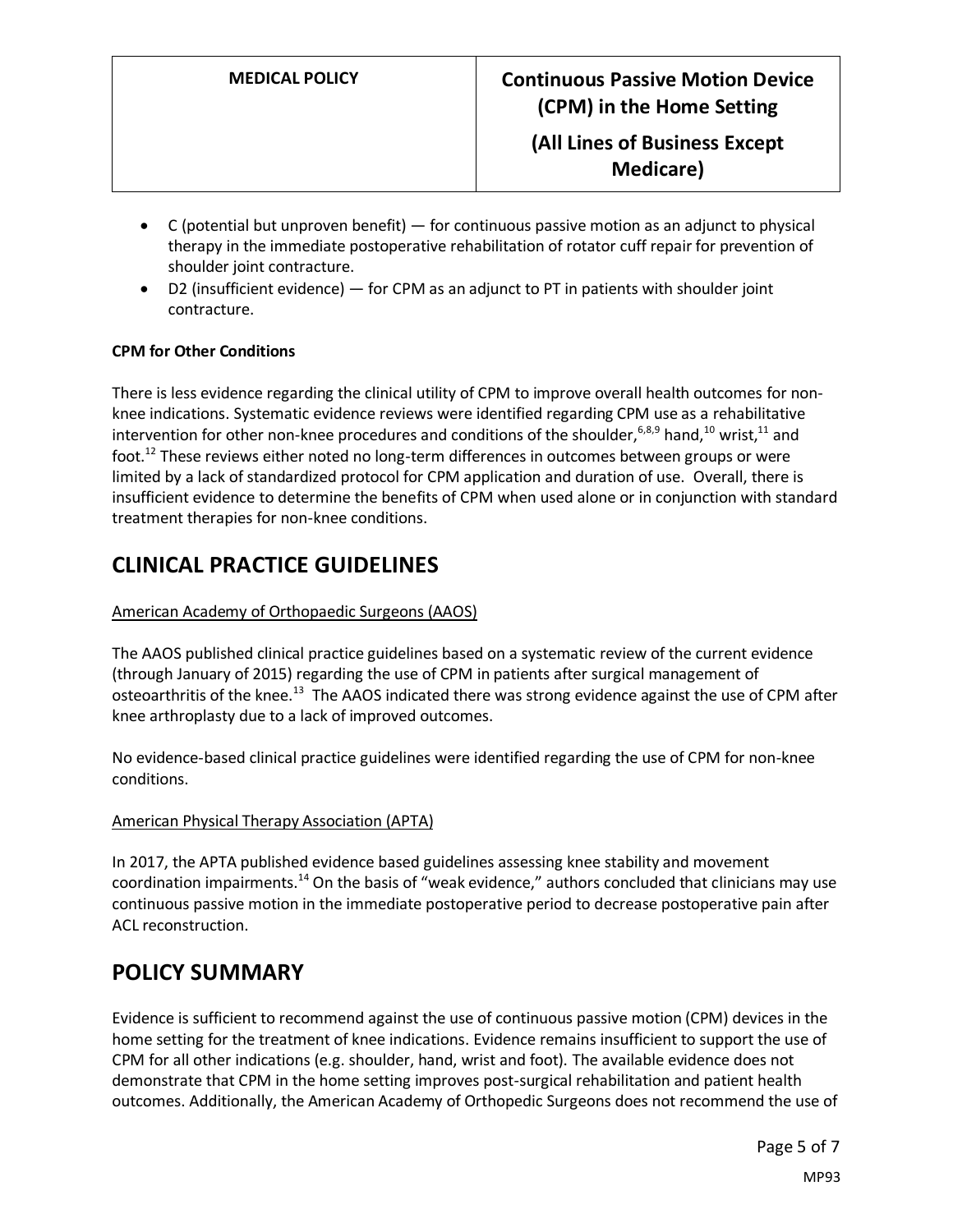- C (potential but unproven benefit) — for continuous passive motion as an adjunct to physical therapy in the immediate postoperative rehabilitation of rotator cuff repair for prevention of shoulder joint contracture.
- D2 (insufficient evidence) — for CPM as an adjunct to PT in patients with shoulder joint contracture.

**CPM for Other Conditions**

There is less evidence regarding the clinical utility of CPM to improve overall health outcomes for non-knee indications. Systematic evidence reviews were identified regarding CPM use as a rehabilitative intervention for other non-knee procedures and conditions of the shoulder,[6,8,9] hand,[10] wrist,[11] and foot.[12] These reviews either noted no long-term differences in outcomes between groups or were limited by a lack of standardized protocol for CPM application and duration of use. Overall, there is insufficient evidence to determine the benefits of CPM when used alone or in conjunction with standard treatment therapies for non-knee conditions.

## CLINICAL PRACTICE GUIDELINES

American Academy of Orthopaedic Surgeons (AAOS)

The AAOS published clinical practice guidelines based on a systematic review of the current evidence (through January of 2015) regarding the use of CPM in patients after surgical management of osteoarthritis of the knee.[13] The AAOS indicated there was strong evidence against the use of CPM after knee arthroplasty due to a lack of improved outcomes.

No evidence-based clinical practice guidelines were identified regarding the use of CPM for non-knee conditions.

American Physical Therapy Association (APTA)

In 2017, the APTA published evidence based guidelines assessing knee stability and movement coordination impairments.[14] On the basis of "weak evidence," authors concluded that clinicians may use continuous passive motion in the immediate postoperative period to decrease postoperative pain after ACL reconstruction.

## POLICY SUMMARY

Evidence is sufficient to recommend against the use of continuous passive motion (CPM) devices in the home setting for the treatment of knee indications. Evidence remains insufficient to support the use of CPM for all other indications (e.g. shoulder, hand, wrist and foot). The available evidence does not demonstrate that CPM in the home setting improves post-surgical rehabilitation and patient health outcomes. Additionally, the American Academy of Orthopedic Surgeons does not recommend the use of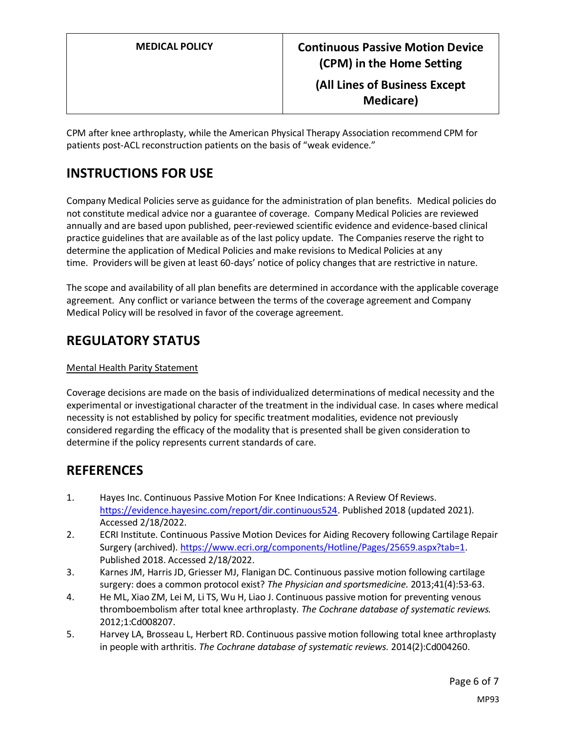CPM after knee arthroplasty, while the American Physical Therapy Association recommend CPM for patients post-ACL reconstruction patients on the basis of "weak evidence."

## INSTRUCTIONS FOR USE

Company Medical Policies serve as guidance for the administration of plan benefits. Medical policies do not constitute medical advice nor a guarantee of coverage. Company Medical Policies are reviewed annually and are based upon published, peer-reviewed scientific evidence and evidence-based clinical practice guidelines that are available as of the last policy update. The Companies reserve the right to determine the application of Medical Policies and make revisions to Medical Policies at any time. Providers will be given at least 60-days' notice of policy changes that are restrictive in nature.

The scope and availability of all plan benefits are determined in accordance with the applicable coverage agreement. Any conflict or variance between the terms of the coverage agreement and Company Medical Policy will be resolved in favor of the coverage agreement.

## REGULATORY STATUS

Mental Health Parity Statement

Coverage decisions are made on the basis of individualized determinations of medical necessity and the experimental or investigational character of the treatment in the individual case. In cases where medical necessity is not established by policy for specific treatment modalities, evidence not previously considered regarding the efficacy of the modality that is presented shall be given consideration to determine if the policy represents current standards of care.

## REFERENCES

1. Hayes Inc. Continuous Passive Motion For Knee Indications: A Review Of Reviews. https://evidence.hayesinc.com/report/dir.continuous524. Published 2018 (updated 2021). Accessed 2/18/2022.
2. ECRI Institute. Continuous Passive Motion Devices for Aiding Recovery following Cartilage Repair Surgery (archived). https://www.ecri.org/components/Hotline/Pages/25659.aspx?tab=1. Published 2018. Accessed 2/18/2022.
3. Karnes JM, Harris JD, Griesser MJ, Flanigan DC. Continuous passive motion following cartilage surgery: does a common protocol exist? *The Physician and sportsmedicine.* 2013;41(4):53-63.
4. He ML, Xiao ZM, Lei M, Li TS, Wu H, Liao J. Continuous passive motion for preventing venous thromboembolism after total knee arthroplasty. *The Cochrane database of systematic reviews.* 2012;1:Cd008207.
5. Harvey LA, Brosseau L, Herbert RD. Continuous passive motion following total knee arthroplasty in people with arthritis. *The Cochrane database of systematic reviews.* 2014(2):Cd004260.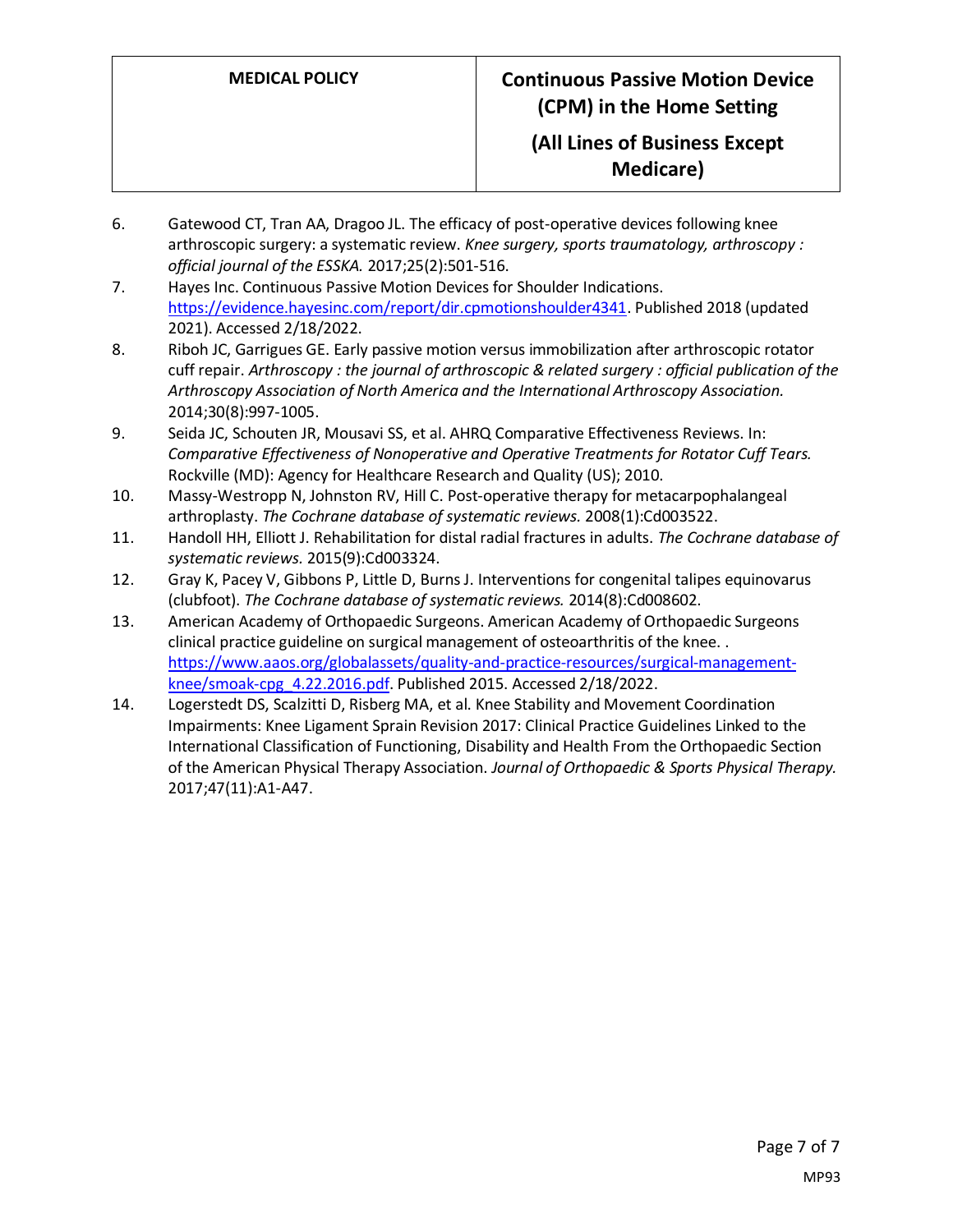6. Gatewood CT, Tran AA, Dragoo JL. The efficacy of post-operative devices following knee arthroscopic surgery: a systematic review. *Knee surgery, sports traumatology, arthroscopy : official journal of the ESSKA.* 2017;25(2):501-516.
7. Hayes Inc. Continuous Passive Motion Devices for Shoulder Indications. https://evidence.hayesinc.com/report/dir.cpmotionshoulder4341. Published 2018 (updated 2021). Accessed 2/18/2022.
8. Riboh JC, Garrigues GE. Early passive motion versus immobilization after arthroscopic rotator cuff repair. *Arthroscopy : the journal of arthroscopic & related surgery : official publication of the Arthroscopy Association of North America and the International Arthroscopy Association.* 2014;30(8):997-1005.
9. Seida JC, Schouten JR, Mousavi SS, et al. AHRQ Comparative Effectiveness Reviews. In: *Comparative Effectiveness of Nonoperative and Operative Treatments for Rotator Cuff Tears.* Rockville (MD): Agency for Healthcare Research and Quality (US); 2010.
10. Massy-Westropp N, Johnston RV, Hill C. Post-operative therapy for metacarpophalangeal arthroplasty. *The Cochrane database of systematic reviews.* 2008(1):Cd003522.
11. Handoll HH, Elliott J. Rehabilitation for distal radial fractures in adults. *The Cochrane database of systematic reviews.* 2015(9):Cd003324.
12. Gray K, Pacey V, Gibbons P, Little D, Burns J. Interventions for congenital talipes equinovarus (clubfoot). *The Cochrane database of systematic reviews.* 2014(8):Cd008602.
13. American Academy of Orthopaedic Surgeons. American Academy of Orthopaedic Surgeons clinical practice guideline on surgical management of osteoarthritis of the knee. . https://www.aaos.org/globalassets/quality-and-practice-resources/surgical-management-knee/smoak-cpg_4.22.2016.pdf. Published 2015. Accessed 2/18/2022.
14. Logerstedt DS, Scalzitti D, Risberg MA, et al. Knee Stability and Movement Coordination Impairments: Knee Ligament Sprain Revision 2017: Clinical Practice Guidelines Linked to the International Classification of Functioning, Disability and Health From the Orthopaedic Section of the American Physical Therapy Association. *Journal of Orthopaedic & Sports Physical Therapy.* 2017;47(11):A1-A47.